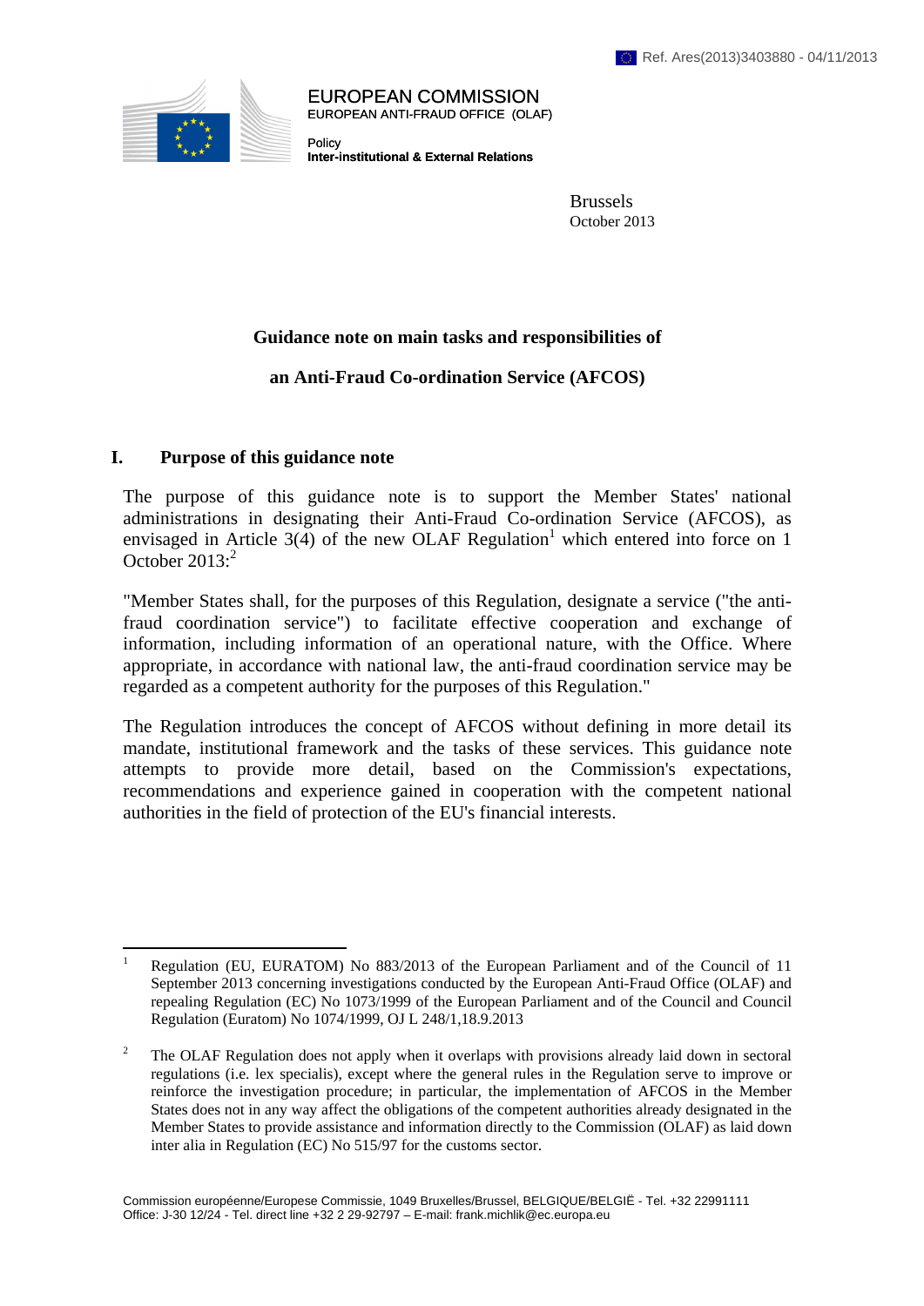Ref. Ares(2013)3403880 - 04/11/2013

EUROPEAN COMMISSION
EUROPEAN ANTI-FRAUD OFFICE (OLAF)

Policy
**Inter-institutional & External Relations**

Brussels
October 2013

## Guidance note on main tasks and responsibilities of an Anti-Fraud Co-ordination Service (AFCOS)

## I. Purpose of this guidance note

The purpose of this guidance note is to support the Member States' national administrations in designating their Anti-Fraud Co-ordination Service (AFCOS), as envisaged in Article 3(4) of the new OLAF Regulation[1] which entered into force on 1 October 2013:[2]

"Member States shall, for the purposes of this Regulation, designate a service ("the anti-fraud coordination service") to facilitate effective cooperation and exchange of information, including information of an operational nature, with the Office. Where appropriate, in accordance with national law, the anti-fraud coordination service may be regarded as a competent authority for the purposes of this Regulation."

The Regulation introduces the concept of AFCOS without defining in more detail its mandate, institutional framework and the tasks of these services. This guidance note attempts to provide more detail, based on the Commission's expectations, recommendations and experience gained in cooperation with the competent national authorities in the field of protection of the EU's financial interests.

---

[1] Regulation (EU, EURATOM) No 883/2013 of the European Parliament and of the Council of 11 September 2013 concerning investigations conducted by the European Anti-Fraud Office (OLAF) and repealing Regulation (EC) No 1073/1999 of the European Parliament and of the Council and Council Regulation (Euratom) No 1074/1999, OJ L 248/1,18.9.2013

[2] The OLAF Regulation does not apply when it overlaps with provisions already laid down in sectoral regulations (i.e. lex specialis), except where the general rules in the Regulation serve to improve or reinforce the investigation procedure; in particular, the implementation of AFCOS in the Member States does not in any way affect the obligations of the competent authorities already designated in the Member States to provide assistance and information directly to the Commission (OLAF) as laid down inter alia in Regulation (EC) No 515/97 for the customs sector.

Commission européenne/Europese Commissie, 1049 Bruxelles/Brussel, BELGIQUE/BELGIË - Tel. +32 22991111
Office: J-30 12/24 - Tel. direct line +32 2 29-92797 – E-mail: frank.michlik@ec.europa.eu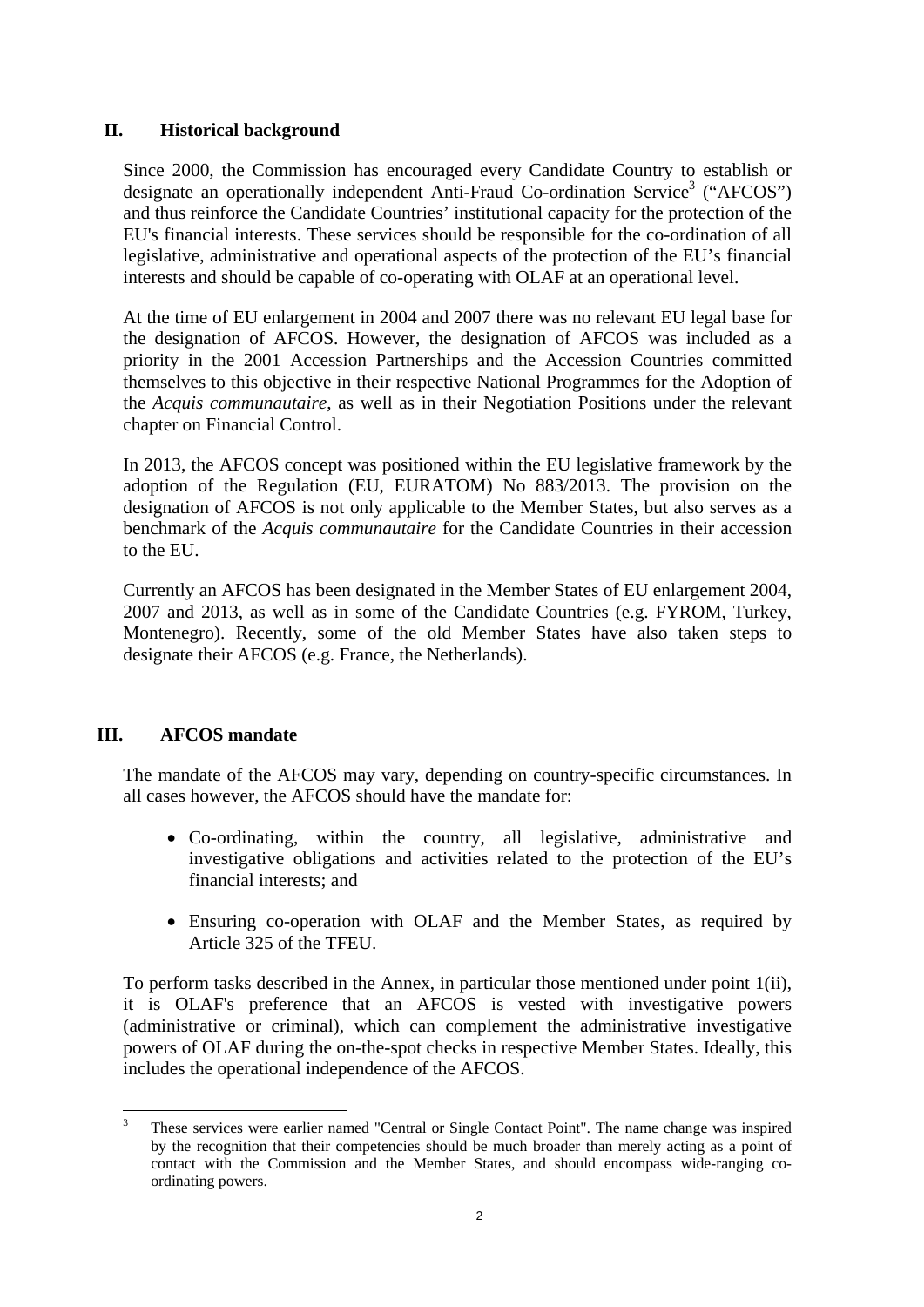## II. Historical background

Since 2000, the Commission has encouraged every Candidate Country to establish or designate an operationally independent Anti-Fraud Co-ordination Service[3] ("AFCOS") and thus reinforce the Candidate Countries' institutional capacity for the protection of the EU's financial interests. These services should be responsible for the co-ordination of all legislative, administrative and operational aspects of the protection of the EU's financial interests and should be capable of co-operating with OLAF at an operational level.

At the time of EU enlargement in 2004 and 2007 there was no relevant EU legal base for the designation of AFCOS. However, the designation of AFCOS was included as a priority in the 2001 Accession Partnerships and the Accession Countries committed themselves to this objective in their respective National Programmes for the Adoption of the *Acquis communautaire*, as well as in their Negotiation Positions under the relevant chapter on Financial Control.

In 2013, the AFCOS concept was positioned within the EU legislative framework by the adoption of the Regulation (EU, EURATOM) No 883/2013. The provision on the designation of AFCOS is not only applicable to the Member States, but also serves as a benchmark of the *Acquis communautaire* for the Candidate Countries in their accession to the EU.

Currently an AFCOS has been designated in the Member States of EU enlargement 2004, 2007 and 2013, as well as in some of the Candidate Countries (e.g. FYROM, Turkey, Montenegro). Recently, some of the old Member States have also taken steps to designate their AFCOS (e.g. France, the Netherlands).

## III. AFCOS mandate

The mandate of the AFCOS may vary, depending on country-specific circumstances. In all cases however, the AFCOS should have the mandate for:

- Co-ordinating, within the country, all legislative, administrative and investigative obligations and activities related to the protection of the EU's financial interests; and
- Ensuring co-operation with OLAF and the Member States, as required by Article 325 of the TFEU.

To perform tasks described in the Annex, in particular those mentioned under point 1(ii), it is OLAF's preference that an AFCOS is vested with investigative powers (administrative or criminal), which can complement the administrative investigative powers of OLAF during the on-the-spot checks in respective Member States. Ideally, this includes the operational independence of the AFCOS.

[3] These services were earlier named "Central or Single Contact Point". The name change was inspired by the recognition that their competencies should be much broader than merely acting as a point of contact with the Commission and the Member States, and should encompass wide-ranging co-ordinating powers.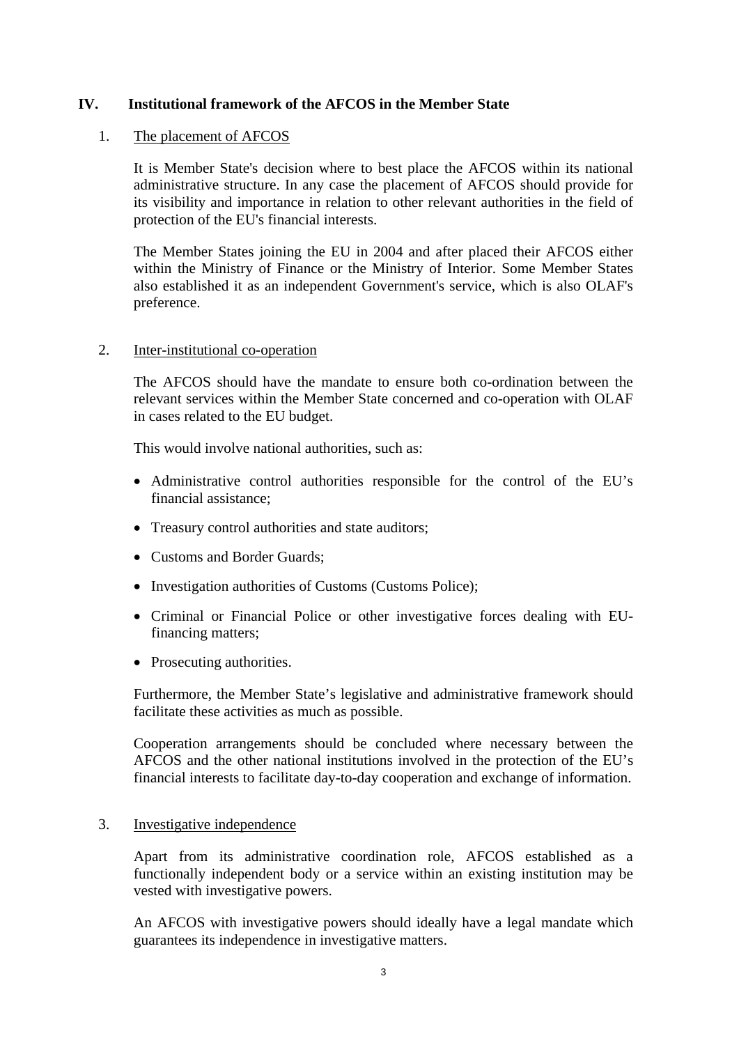## IV. Institutional framework of the AFCOS in the Member State

### 1. The placement of AFCOS

It is Member State's decision where to best place the AFCOS within its national administrative structure. In any case the placement of AFCOS should provide for its visibility and importance in relation to other relevant authorities in the field of protection of the EU's financial interests.

The Member States joining the EU in 2004 and after placed their AFCOS either within the Ministry of Finance or the Ministry of Interior. Some Member States also established it as an independent Government's service, which is also OLAF's preference.

### 2. Inter-institutional co-operation

The AFCOS should have the mandate to ensure both co-ordination between the relevant services within the Member State concerned and co-operation with OLAF in cases related to the EU budget.

This would involve national authorities, such as:

- Administrative control authorities responsible for the control of the EU's financial assistance;
- Treasury control authorities and state auditors;
- Customs and Border Guards;
- Investigation authorities of Customs (Customs Police);
- Criminal or Financial Police or other investigative forces dealing with EU-financing matters;
- Prosecuting authorities.

Furthermore, the Member State's legislative and administrative framework should facilitate these activities as much as possible.

Cooperation arrangements should be concluded where necessary between the AFCOS and the other national institutions involved in the protection of the EU's financial interests to facilitate day-to-day cooperation and exchange of information.

### 3. Investigative independence

Apart from its administrative coordination role, AFCOS established as a functionally independent body or a service within an existing institution may be vested with investigative powers.

An AFCOS with investigative powers should ideally have a legal mandate which guarantees its independence in investigative matters.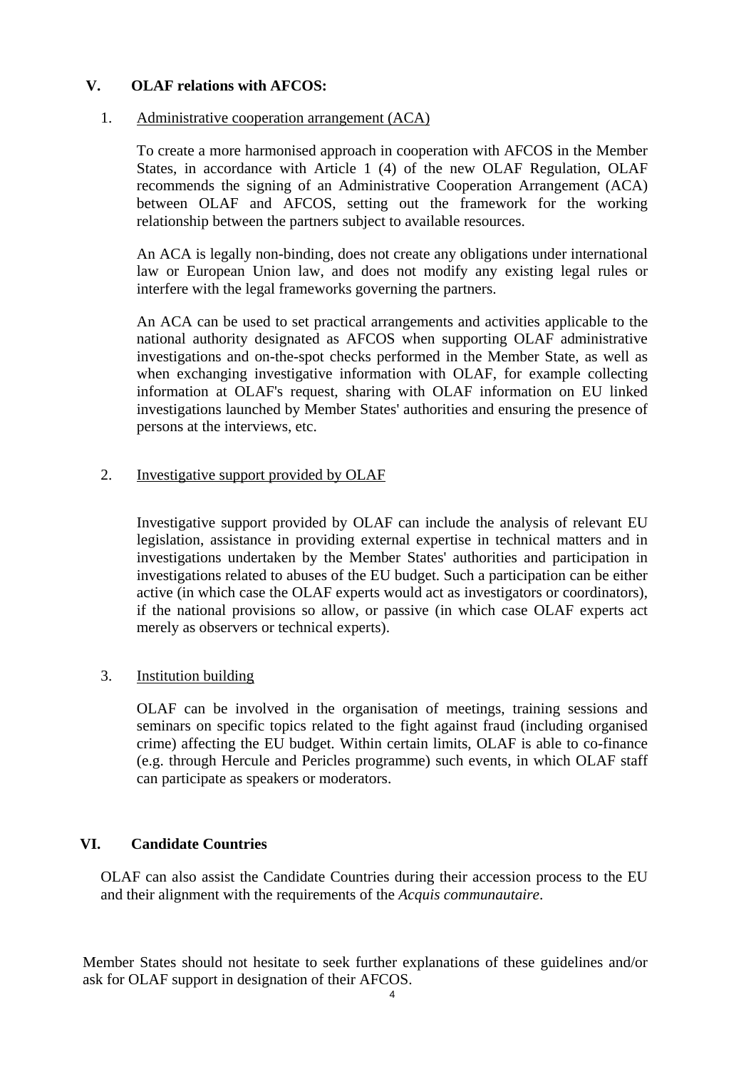## V. OLAF relations with AFCOS:

### 1. Administrative cooperation arrangement (ACA)

To create a more harmonised approach in cooperation with AFCOS in the Member States, in accordance with Article 1 (4) of the new OLAF Regulation, OLAF recommends the signing of an Administrative Cooperation Arrangement (ACA) between OLAF and AFCOS, setting out the framework for the working relationship between the partners subject to available resources.

An ACA is legally non-binding, does not create any obligations under international law or European Union law, and does not modify any existing legal rules or interfere with the legal frameworks governing the partners.

An ACA can be used to set practical arrangements and activities applicable to the national authority designated as AFCOS when supporting OLAF administrative investigations and on-the-spot checks performed in the Member State, as well as when exchanging investigative information with OLAF, for example collecting information at OLAF's request, sharing with OLAF information on EU linked investigations launched by Member States' authorities and ensuring the presence of persons at the interviews, etc.

### 2. Investigative support provided by OLAF

Investigative support provided by OLAF can include the analysis of relevant EU legislation, assistance in providing external expertise in technical matters and in investigations undertaken by the Member States' authorities and participation in investigations related to abuses of the EU budget. Such a participation can be either active (in which case the OLAF experts would act as investigators or coordinators), if the national provisions so allow, or passive (in which case OLAF experts act merely as observers or technical experts).

### 3. Institution building

OLAF can be involved in the organisation of meetings, training sessions and seminars on specific topics related to the fight against fraud (including organised crime) affecting the EU budget. Within certain limits, OLAF is able to co-finance (e.g. through Hercule and Pericles programme) such events, in which OLAF staff can participate as speakers or moderators.

## VI. Candidate Countries

OLAF can also assist the Candidate Countries during their accession process to the EU and their alignment with the requirements of the *Acquis communautaire*.

Member States should not hesitate to seek further explanations of these guidelines and/or ask for OLAF support in designation of their AFCOS.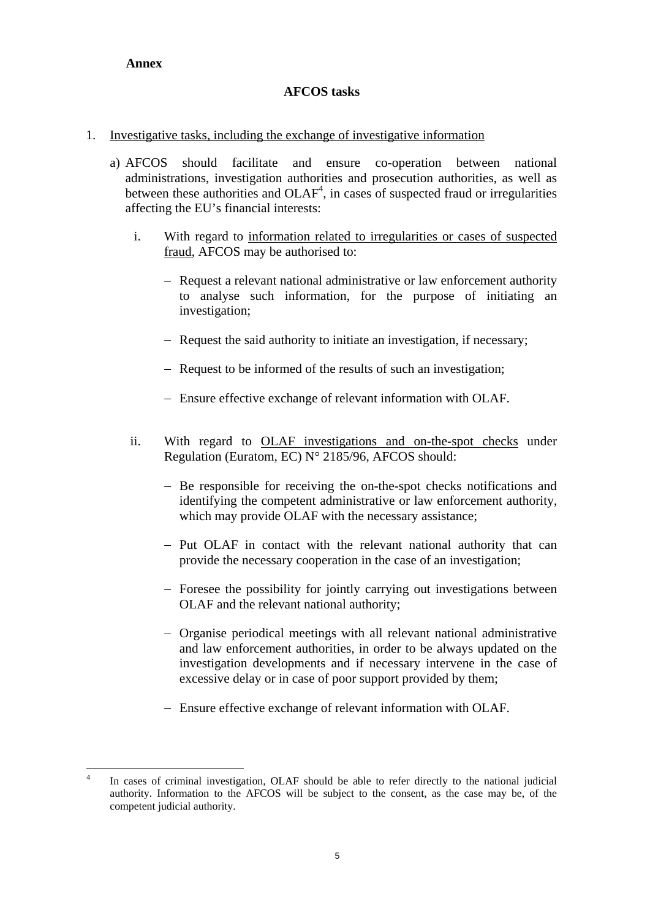**Annex**

## AFCOS tasks

1. Investigative tasks, including the exchange of investigative information

   a) AFCOS should facilitate and ensure co-operation between national administrations, investigation authorities and prosecution authorities, as well as between these authorities and OLAF[4], in cases of suspected fraud or irregularities affecting the EU's financial interests:

      i. With regard to information related to irregularities or cases of suspected fraud, AFCOS may be authorised to:

         – Request a relevant national administrative or law enforcement authority to analyse such information, for the purpose of initiating an investigation;

         – Request the said authority to initiate an investigation, if necessary;

         – Request to be informed of the results of such an investigation;

         – Ensure effective exchange of relevant information with OLAF.

      ii. With regard to OLAF investigations and on-the-spot checks under Regulation (Euratom, EC) N° 2185/96, AFCOS should:

         – Be responsible for receiving the on-the-spot checks notifications and identifying the competent administrative or law enforcement authority, which may provide OLAF with the necessary assistance;

         – Put OLAF in contact with the relevant national authority that can provide the necessary cooperation in the case of an investigation;

         – Foresee the possibility for jointly carrying out investigations between OLAF and the relevant national authority;

         – Organise periodical meetings with all relevant national administrative and law enforcement authorities, in order to be always updated on the investigation developments and if necessary intervene in the case of excessive delay or in case of poor support provided by them;

         – Ensure effective exchange of relevant information with OLAF.

---

[4] In cases of criminal investigation, OLAF should be able to refer directly to the national judicial authority. Information to the AFCOS will be subject to the consent, as the case may be, of the competent judicial authority.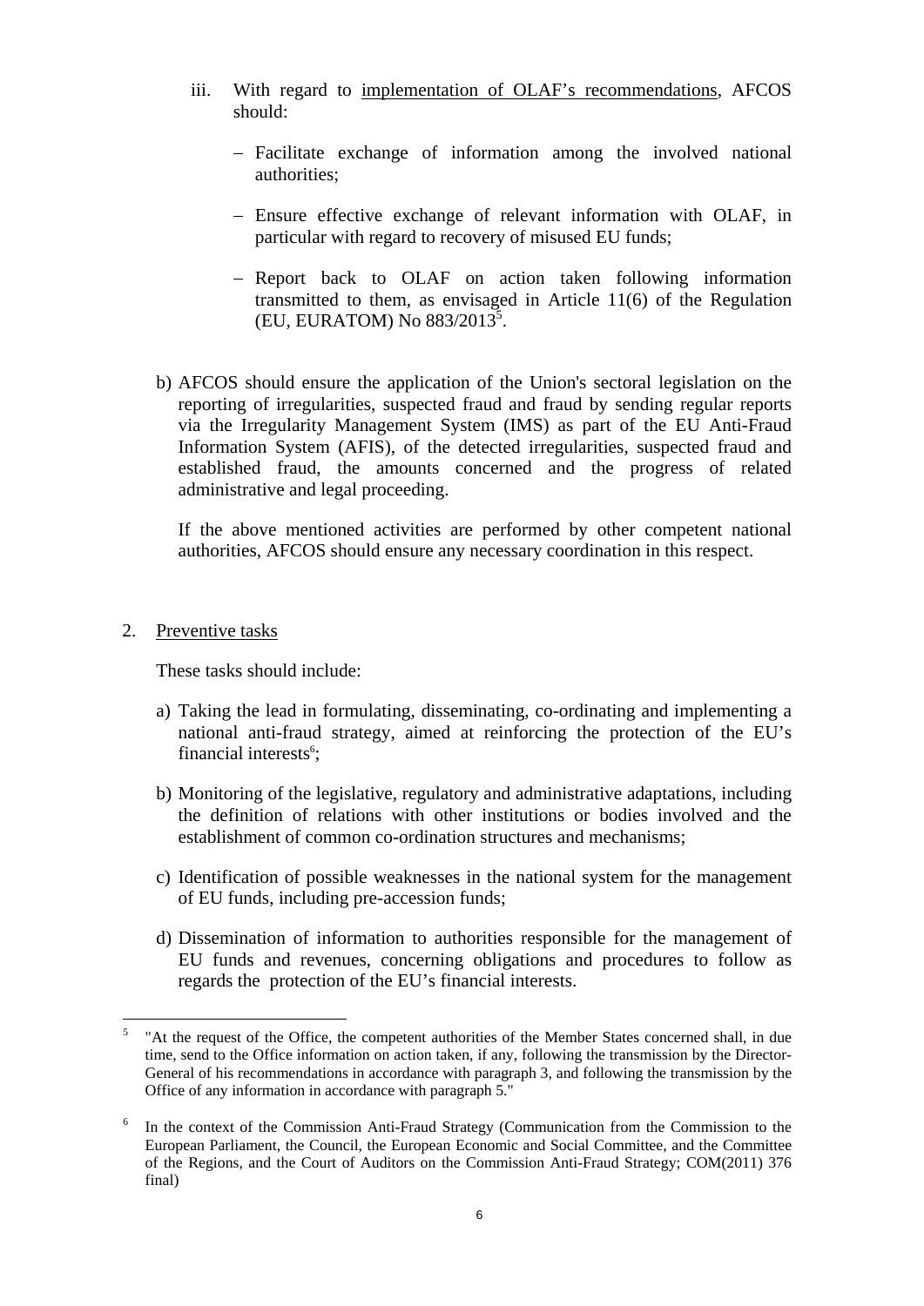iii. With regard to implementation of OLAF's recommendations, AFCOS should:

   – Facilitate exchange of information among the involved national authorities;

   – Ensure effective exchange of relevant information with OLAF, in particular with regard to recovery of misused EU funds;

   – Report back to OLAF on action taken following information transmitted to them, as envisaged in Article 11(6) of the Regulation (EU, EURATOM) No 883/2013[5].

b) AFCOS should ensure the application of the Union's sectoral legislation on the reporting of irregularities, suspected fraud and fraud by sending regular reports via the Irregularity Management System (IMS) as part of the EU Anti-Fraud Information System (AFIS), of the detected irregularities, suspected fraud and established fraud, the amounts concerned and the progress of related administrative and legal proceeding.

   If the above mentioned activities are performed by other competent national authorities, AFCOS should ensure any necessary coordination in this respect.

2. Preventive tasks

   These tasks should include:

   a) Taking the lead in formulating, disseminating, co-ordinating and implementing a national anti-fraud strategy, aimed at reinforcing the protection of the EU's financial interests[6];

   b) Monitoring of the legislative, regulatory and administrative adaptations, including the definition of relations with other institutions or bodies involved and the establishment of common co-ordination structures and mechanisms;

   c) Identification of possible weaknesses in the national system for the management of EU funds, including pre-accession funds;

   d) Dissemination of information to authorities responsible for the management of EU funds and revenues, concerning obligations and procedures to follow as regards the protection of the EU's financial interests.

---

[5] "At the request of the Office, the competent authorities of the Member States concerned shall, in due time, send to the Office information on action taken, if any, following the transmission by the Director-General of his recommendations in accordance with paragraph 3, and following the transmission by the Office of any information in accordance with paragraph 5."

[6] In the context of the Commission Anti-Fraud Strategy (Communication from the Commission to the European Parliament, the Council, the European Economic and Social Committee, and the Committee of the Regions, and the Court of Auditors on the Commission Anti-Fraud Strategy; COM(2011) 376 final)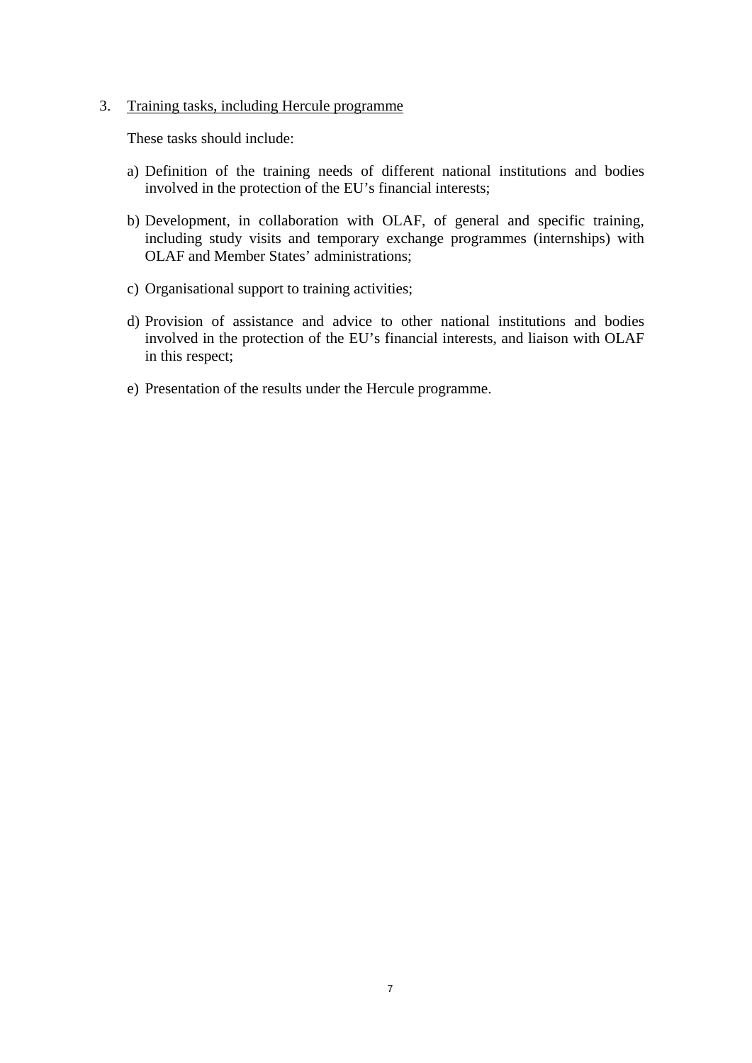3. <u>Training tasks, including Hercule programme</u>

   These tasks should include:

   a) Definition of the training needs of different national institutions and bodies involved in the protection of the EU's financial interests;

   b) Development, in collaboration with OLAF, of general and specific training, including study visits and temporary exchange programmes (internships) with OLAF and Member States' administrations;

   c) Organisational support to training activities;

   d) Provision of assistance and advice to other national institutions and bodies involved in the protection of the EU's financial interests, and liaison with OLAF in this respect;

   e) Presentation of the results under the Hercule programme.